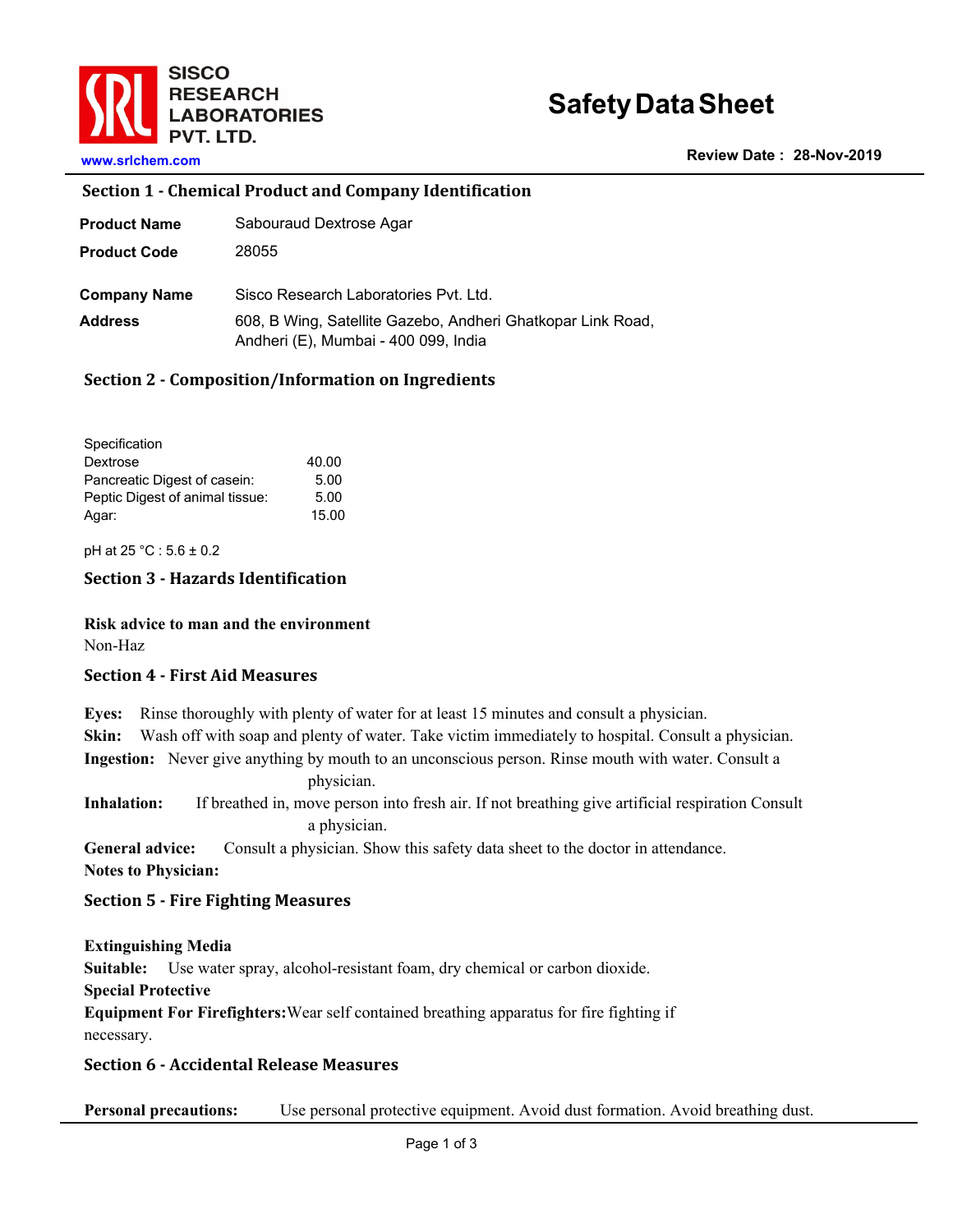SISCO RESEARCH LABORATORIES PVT. LTD.

www.srlchem.com

# Safety Data Sheet

**Review Date : 28-Nov-2019**

## Section 1 - Chemical Product and Company Identification

**Product Name** Sabouraud Dextrose Agar

**Product Code** 28055

**Company Name** Sisco Research Laboratories Pvt. Ltd.

**Address** 608, B Wing, Satellite Gazebo, Andheri Ghatkopar Link Road, Andheri (E), Mumbai - 400 099, India

## Section 2 - Composition/Information on Ingredients

| Specification | |
|---|---|
| Dextrose | 40.00 |
| Pancreatic Digest of casein: | 5.00 |
| Peptic Digest of animal tissue: | 5.00 |
| Agar: | 15.00 |

pH at 25 °C : 5.6 ± 0.2

## Section 3 - Hazards Identification

**Risk advice to man and the environment**

Non-Haz

## Section 4 - First Aid Measures

**Eyes:** Rinse thoroughly with plenty of water for at least 15 minutes and consult a physician.

**Skin:** Wash off with soap and plenty of water. Take victim immediately to hospital. Consult a physician.

**Ingestion:** Never give anything by mouth to an unconscious person. Rinse mouth with water. Consult a physician.

**Inhalation:** If breathed in, move person into fresh air. If not breathing give artificial respiration Consult a physician.

**General advice:** Consult a physician. Show this safety data sheet to the doctor in attendance.

**Notes to Physician:**

## Section 5 - Fire Fighting Measures

**Extinguishing Media**

**Suitable:** Use water spray, alcohol-resistant foam, dry chemical or carbon dioxide.

**Special Protective Equipment For Firefighters:** Wear self contained breathing apparatus for fire fighting if necessary.

## Section 6 - Accidental Release Measures

**Personal precautions:** Use personal protective equipment. Avoid dust formation. Avoid breathing dust.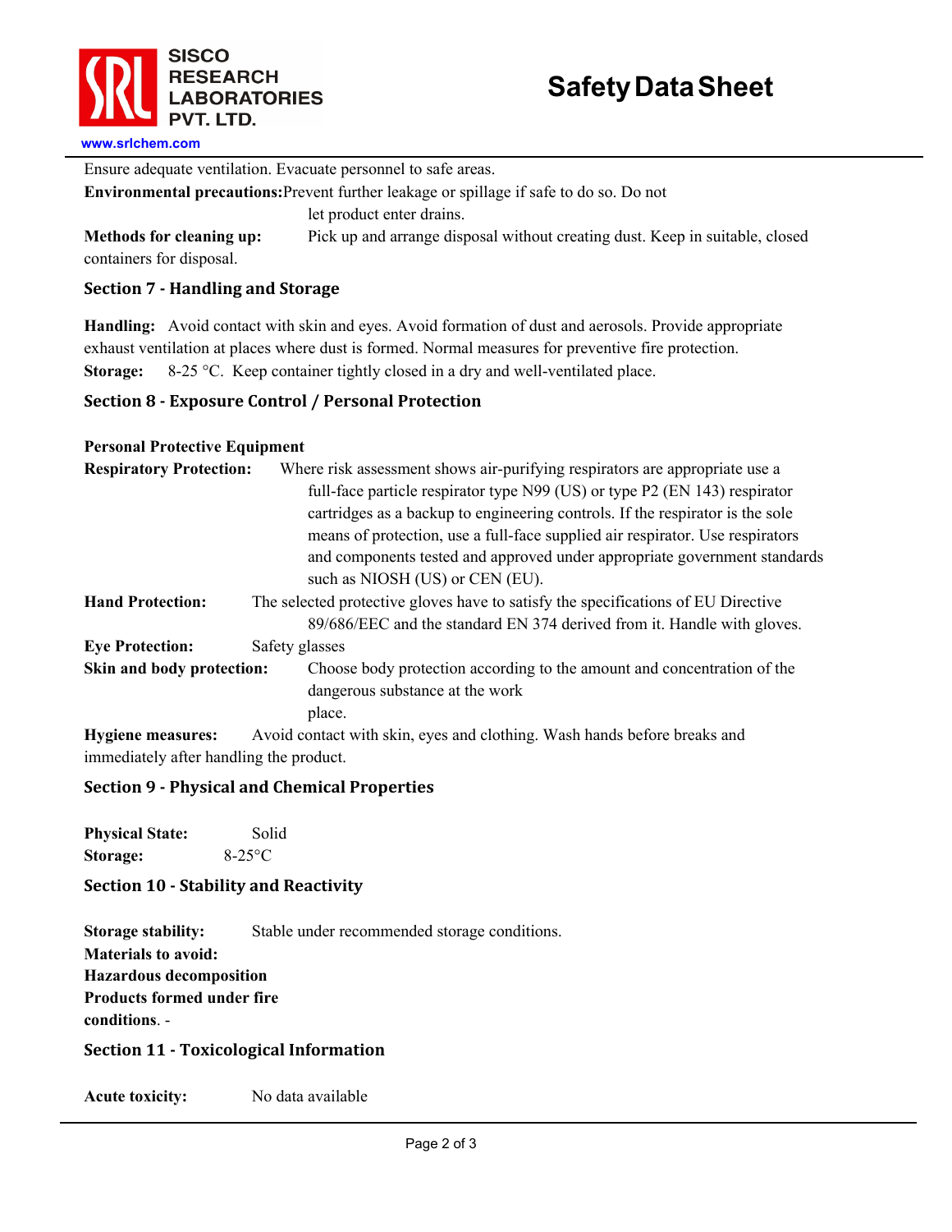Ensure adequate ventilation. Evacuate personnel to safe areas.

**Environmental precautions:** Prevent further leakage or spillage if safe to do so. Do not let product enter drains.

**Methods for cleaning up:** Pick up and arrange disposal without creating dust. Keep in suitable, closed containers for disposal.

## Section 7 - Handling and Storage

**Handling:** Avoid contact with skin and eyes. Avoid formation of dust and aerosols. Provide appropriate exhaust ventilation at places where dust is formed. Normal measures for preventive fire protection.

**Storage:** 8-25 °C. Keep container tightly closed in a dry and well-ventilated place.

## Section 8 - Exposure Control / Personal Protection

**Personal Protective Equipment**

**Respiratory Protection:** Where risk assessment shows air-purifying respirators are appropriate use a full-face particle respirator type N99 (US) or type P2 (EN 143) respirator cartridges as a backup to engineering controls. If the respirator is the sole means of protection, use a full-face supplied air respirator. Use respirators and components tested and approved under appropriate government standards such as NIOSH (US) or CEN (EU).

**Hand Protection:** The selected protective gloves have to satisfy the specifications of EU Directive 89/686/EEC and the standard EN 374 derived from it. Handle with gloves.

**Eye Protection:** Safety glasses

**Skin and body protection:** Choose body protection according to the amount and concentration of the dangerous substance at the work place.

**Hygiene measures:** Avoid contact with skin, eyes and clothing. Wash hands before breaks and immediately after handling the product.

## Section 9 - Physical and Chemical Properties

**Physical State:** Solid

**Storage:** 8-25°C

## Section 10 - Stability and Reactivity

**Storage stability:** Stable under recommended storage conditions.

**Materials to avoid:**

**Hazardous decomposition Products formed under fire conditions**. -

## Section 11 - Toxicological Information

**Acute toxicity:** No data available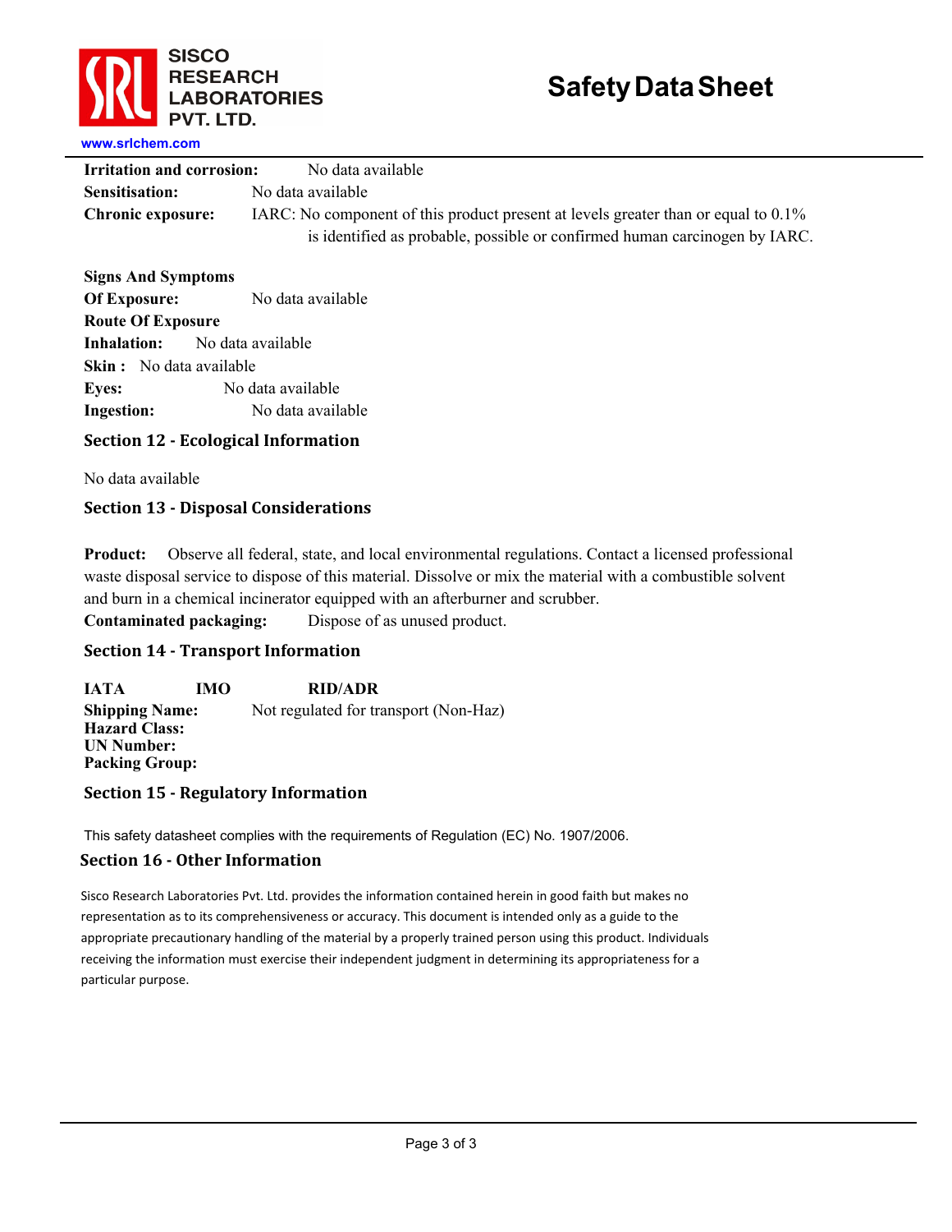**Irritation and corrosion:** No data available

**Sensitisation:** No data available

**Chronic exposure:** IARC: No component of this product present at levels greater than or equal to 0.1% is identified as probable, possible or confirmed human carcinogen by IARC.

**Signs And Symptoms Of Exposure:** No data available

**Route Of Exposure**

**Inhalation:** No data available

**Skin :** No data available

**Eyes:** No data available

**Ingestion:** No data available

## Section 12 - Ecological Information

No data available

## Section 13 - Disposal Considerations

**Product:** Observe all federal, state, and local environmental regulations. Contact a licensed professional waste disposal service to dispose of this material. Dissolve or mix the material with a combustible solvent and burn in a chemical incinerator equipped with an afterburner and scrubber.

**Contaminated packaging:** Dispose of as unused product.

## Section 14 - Transport Information

**IATA** **IMO** **RID/ADR**

**Shipping Name:** Not regulated for transport (Non-Haz)

**Hazard Class:**

**UN Number:**

**Packing Group:**

## Section 15 - Regulatory Information

This safety datasheet complies with the requirements of Regulation (EC) No. 1907/2006.

## Section 16 - Other Information

Sisco Research Laboratories Pvt. Ltd. provides the information contained herein in good faith but makes no representation as to its comprehensiveness or accuracy. This document is intended only as a guide to the appropriate precautionary handling of the material by a properly trained person using this product. Individuals receiving the information must exercise their independent judgment in determining its appropriateness for a particular purpose.